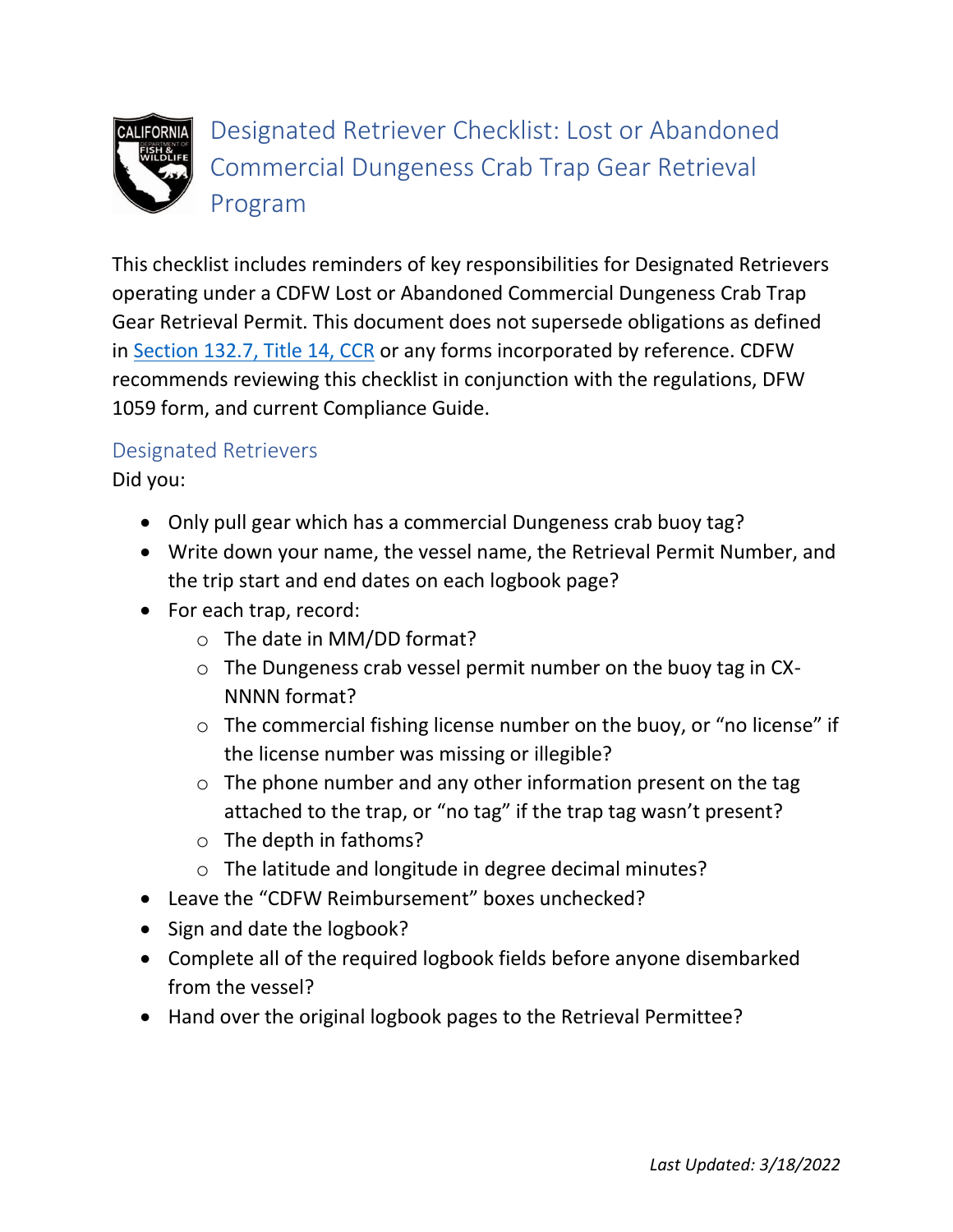# Designated Retriever Checklist: Lost or Abandoned Commercial Dungeness Crab Trap Gear Retrieval Program

This checklist includes reminders of key responsibilities for Designated Retrievers operating under a CDFW Lost or Abandoned Commercial Dungeness Crab Trap Gear Retrieval Permit. This document does not supersede obligations as defined in Section 132.7, Title 14, CCR or any forms incorporated by reference. CDFW recommends reviewing this checklist in conjunction with the regulations, DFW 1059 form, and current Compliance Guide.

## Designated Retrievers

Did you:

- Only pull gear which has a commercial Dungeness crab buoy tag?
- Write down your name, the vessel name, the Retrieval Permit Number, and the trip start and end dates on each logbook page?
- For each trap, record:
  - The date in MM/DD format?
  - The Dungeness crab vessel permit number on the buoy tag in CX-NNNN format?
  - The commercial fishing license number on the buoy, or "no license" if the license number was missing or illegible?
  - The phone number and any other information present on the tag attached to the trap, or "no tag" if the trap tag wasn't present?
  - The depth in fathoms?
  - The latitude and longitude in degree decimal minutes?
- Leave the "CDFW Reimbursement" boxes unchecked?
- Sign and date the logbook?
- Complete all of the required logbook fields before anyone disembarked from the vessel?
- Hand over the original logbook pages to the Retrieval Permittee?

*Last Updated: 3/18/2022*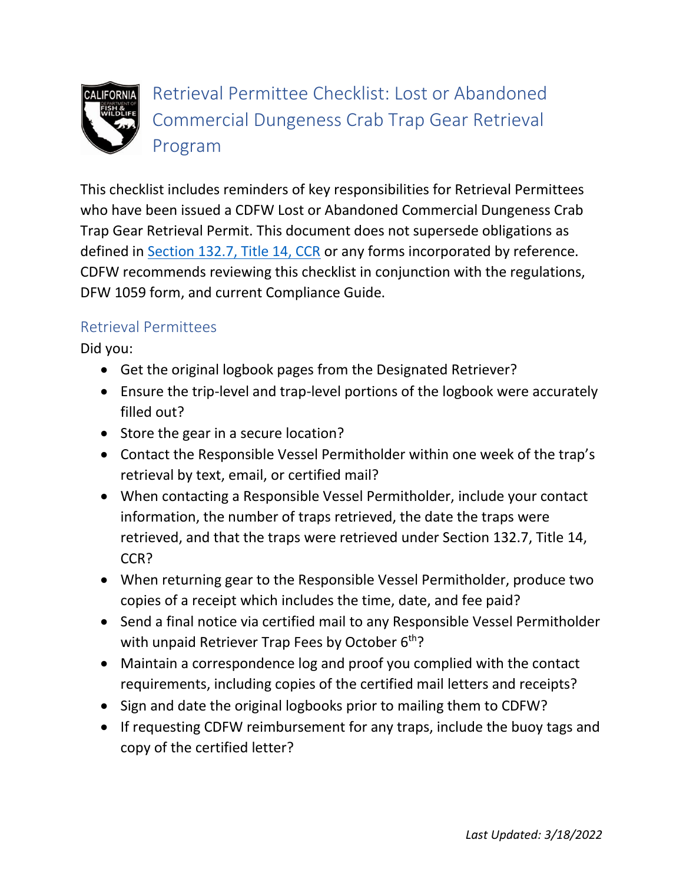# Retrieval Permittee Checklist: Lost or Abandoned Commercial Dungeness Crab Trap Gear Retrieval Program

This checklist includes reminders of key responsibilities for Retrieval Permittees who have been issued a CDFW Lost or Abandoned Commercial Dungeness Crab Trap Gear Retrieval Permit. This document does not supersede obligations as defined in [Section 132.7, Title 14, CCR] or any forms incorporated by reference. CDFW recommends reviewing this checklist in conjunction with the regulations, DFW 1059 form, and current Compliance Guide.

## Retrieval Permittees

Did you:

- Get the original logbook pages from the Designated Retriever?
- Ensure the trip-level and trap-level portions of the logbook were accurately filled out?
- Store the gear in a secure location?
- Contact the Responsible Vessel Permitholder within one week of the trap's retrieval by text, email, or certified mail?
- When contacting a Responsible Vessel Permitholder, include your contact information, the number of traps retrieved, the date the traps were retrieved, and that the traps were retrieved under Section 132.7, Title 14, CCR?
- When returning gear to the Responsible Vessel Permitholder, produce two copies of a receipt which includes the time, date, and fee paid?
- Send a final notice via certified mail to any Responsible Vessel Permitholder with unpaid Retriever Trap Fees by October 6th?
- Maintain a correspondence log and proof you complied with the contact requirements, including copies of the certified mail letters and receipts?
- Sign and date the original logbooks prior to mailing them to CDFW?
- If requesting CDFW reimbursement for any traps, include the buoy tags and copy of the certified letter?

*Last Updated: 3/18/2022*